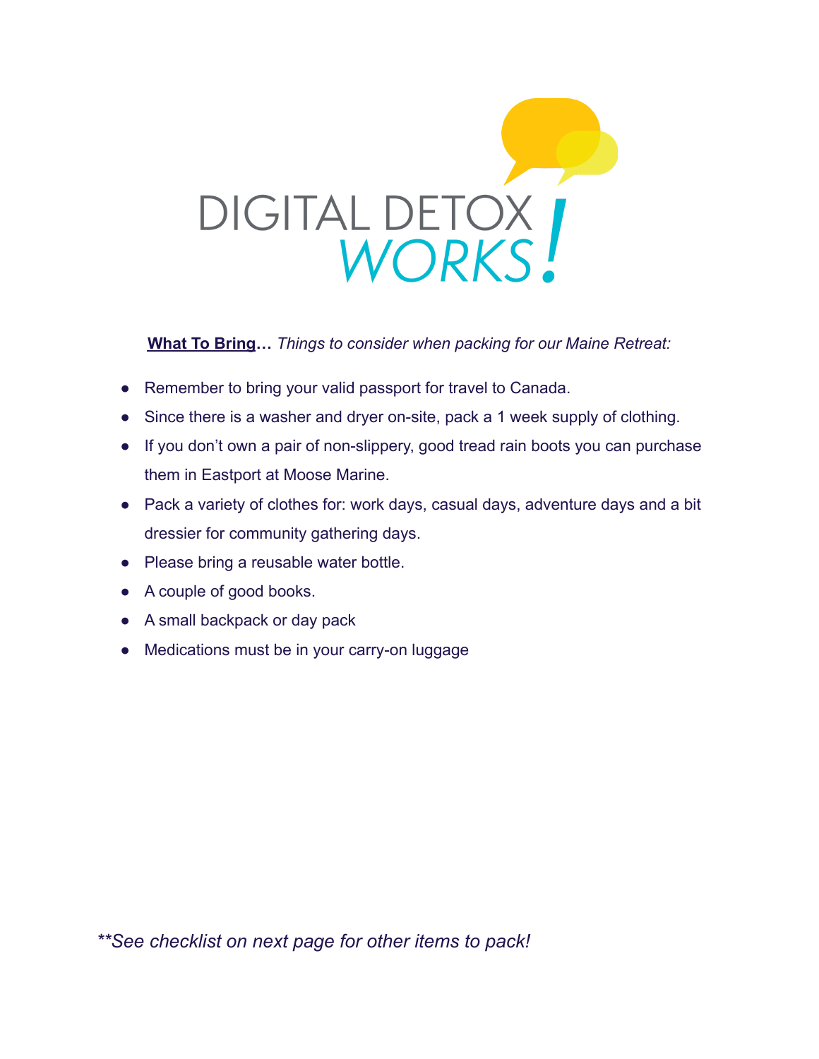# DIGITAL DETOX WORKS!

**What To Bring…** *Things to consider when packing for our Maine Retreat:*

- Remember to bring your valid passport for travel to Canada.
- Since there is a washer and dryer on-site, pack a 1 week supply of clothing.
- If you don't own a pair of non-slippery, good tread rain boots you can purchase them in Eastport at Moose Marine.
- Pack a variety of clothes for: work days, casual days, adventure days and a bit dressier for community gathering days.
- Please bring a reusable water bottle.
- A couple of good books.
- A small backpack or day pack
- Medications must be in your carry-on luggage

*\*\*See checklist on next page for other items to pack!*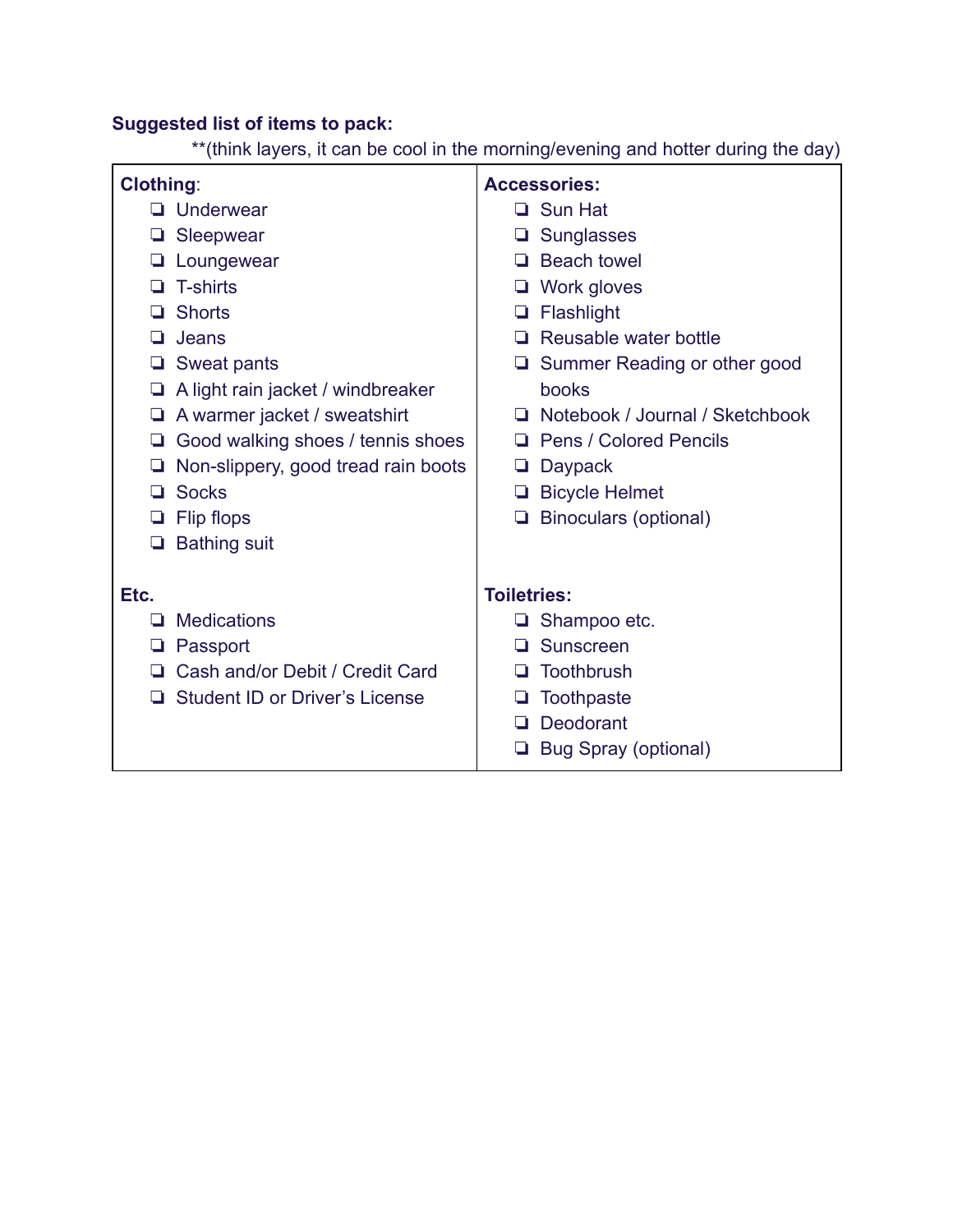**Suggested list of items to pack:**

**(think layers, it can be cool in the morning/evening and hotter during the day)

**Clothing**:

- ❑ Underwear
- ❑ Sleepwear
- ❑ Loungewear
- ❑ T-shirts
- ❑ Shorts
- ❑ Jeans
- ❑ Sweat pants
- ❑ A light rain jacket / windbreaker
- ❑ A warmer jacket / sweatshirt
- ❑ Good walking shoes / tennis shoes
- ❑ Non-slippery, good tread rain boots
- ❑ Socks
- ❑ Flip flops
- ❑ Bathing suit

**Accessories:**

- ❑ Sun Hat
- ❑ Sunglasses
- ❑ Beach towel
- ❑ Work gloves
- ❑ Flashlight
- ❑ Reusable water bottle
- ❑ Summer Reading or other good books
- ❑ Notebook / Journal / Sketchbook
- ❑ Pens / Colored Pencils
- ❑ Daypack
- ❑ Bicycle Helmet
- ❑ Binoculars (optional)

**Etc.**

- ❑ Medications
- ❑ Passport
- ❑ Cash and/or Debit / Credit Card
- ❑ Student ID or Driver's License

**Toiletries:**

- ❑ Shampoo etc.
- ❑ Sunscreen
- ❑ Toothbrush
- ❑ Toothpaste
- ❑ Deodorant
- ❑ Bug Spray (optional)